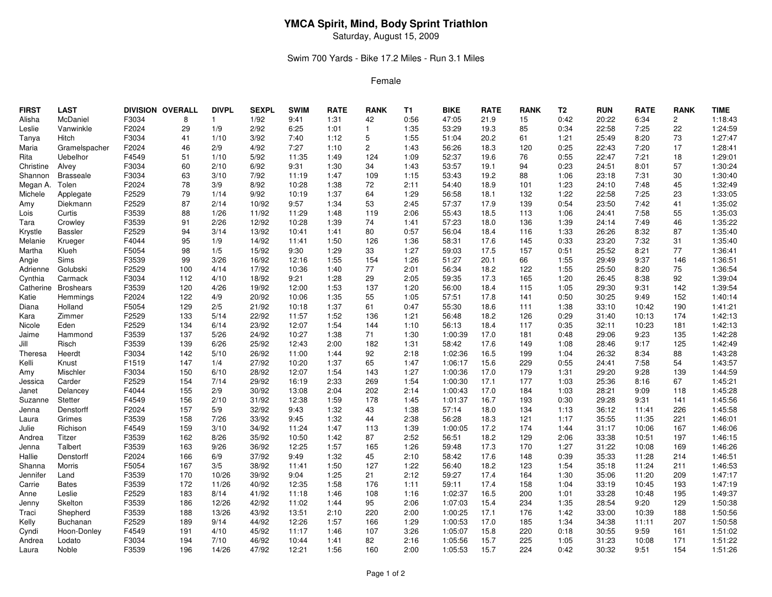# YMCA Spirit, Mind, Body Sprint Triathlon

Saturday, August 15, 2009

Swim 700 Yards - Bike 17.2 Miles - Run 3.1 Miles

Female

| FIRST | LAST | DIVISION | OVERALL | DIVPL | SEXPL | SWIM | RATE | RANK | T1 | BIKE | RATE | RANK | T2 | RUN | RATE | RANK | TIME |
|---|---|---|---|---|---|---|---|---|---|---|---|---|---|---|---|---|---|
| Alisha | McDaniel | F3034 | 8 | 1 | 1/92 | 9:41 | 1:31 | 42 | 0:56 | 47:05 | 21.9 | 15 | 0:42 | 20:22 | 6:34 | 2 | 1:18:43 |
| Leslie | Vanwinkle | F2024 | 29 | 1/9 | 2/92 | 6:25 | 1:01 | 1 | 1:35 | 53:29 | 19.3 | 85 | 0:34 | 22:58 | 7:25 | 22 | 1:24:59 |
| Tanya | Hitch | F3034 | 41 | 1/10 | 3/92 | 7:40 | 1:12 | 5 | 1:55 | 51:04 | 20.2 | 61 | 1:21 | 25:49 | 8:20 | 73 | 1:27:47 |
| Maria | Gramelspacher | F2024 | 46 | 2/9 | 4/92 | 7:27 | 1:10 | 2 | 1:43 | 56:26 | 18.3 | 120 | 0:25 | 22:43 | 7:20 | 17 | 1:28:41 |
| Rita | Uebelhor | F4549 | 51 | 1/10 | 5/92 | 11:35 | 1:49 | 124 | 1:09 | 52:37 | 19.6 | 76 | 0:55 | 22:47 | 7:21 | 18 | 1:29:01 |
| Christine | Alvey | F3034 | 60 | 2/10 | 6/92 | 9:31 | 1:30 | 34 | 1:43 | 53:57 | 19.1 | 94 | 0:23 | 24:51 | 8:01 | 57 | 1:30:24 |
| Shannon | Brasseale | F3034 | 63 | 3/10 | 7/92 | 11:19 | 1:47 | 109 | 1:15 | 53:43 | 19.2 | 88 | 1:06 | 23:18 | 7:31 | 30 | 1:30:40 |
| Megan A. | Tolen | F2024 | 78 | 3/9 | 8/92 | 10:28 | 1:38 | 72 | 2:11 | 54:40 | 18.9 | 101 | 1:23 | 24:10 | 7:48 | 45 | 1:32:49 |
| Michele | Applegate | F2529 | 79 | 1/14 | 9/92 | 10:19 | 1:37 | 64 | 1:29 | 56:58 | 18.1 | 132 | 1:22 | 22:58 | 7:25 | 23 | 1:33:05 |
| Amy | Diekmann | F2529 | 87 | 2/14 | 10/92 | 9:57 | 1:34 | 53 | 2:45 | 57:37 | 17.9 | 139 | 0:54 | 23:50 | 7:42 | 41 | 1:35:02 |
| Lois | Curtis | F3539 | 88 | 1/26 | 11/92 | 11:29 | 1:48 | 119 | 2:06 | 55:43 | 18.5 | 113 | 1:06 | 24:41 | 7:58 | 55 | 1:35:03 |
| Tara | Crowley | F3539 | 91 | 2/26 | 12/92 | 10:28 | 1:39 | 74 | 1:41 | 57:23 | 18.0 | 136 | 1:39 | 24:14 | 7:49 | 46 | 1:35:22 |
| Krystle | Bassler | F2529 | 94 | 3/14 | 13/92 | 10:41 | 1:41 | 80 | 0:57 | 56:04 | 18.4 | 116 | 1:33 | 26:26 | 8:32 | 87 | 1:35:40 |
| Melanie | Krueger | F4044 | 95 | 1/9 | 14/92 | 11:41 | 1:50 | 126 | 1:36 | 58:31 | 17.6 | 145 | 0:33 | 23:20 | 7:32 | 31 | 1:35:40 |
| Martha | Klueh | F5054 | 98 | 1/5 | 15/92 | 9:30 | 1:29 | 33 | 1:27 | 59:03 | 17.5 | 157 | 0:51 | 25:52 | 8:21 | 77 | 1:36:41 |
| Angie | Sims | F3539 | 99 | 3/26 | 16/92 | 12:16 | 1:55 | 154 | 1:26 | 51:27 | 20.1 | 66 | 1:55 | 29:49 | 9:37 | 146 | 1:36:51 |
| Adrienne | Golubski | F2529 | 100 | 4/14 | 17/92 | 10:36 | 1:40 | 77 | 2:01 | 56:34 | 18.2 | 122 | 1:55 | 25:50 | 8:20 | 75 | 1:36:54 |
| Cynthia | Carmack | F3034 | 112 | 4/10 | 18/92 | 9:21 | 1:28 | 29 | 2:05 | 59:35 | 17.3 | 165 | 1:20 | 26:45 | 8:38 | 92 | 1:39:04 |
| Catherine | Broshears | F3539 | 120 | 4/26 | 19/92 | 12:00 | 1:53 | 137 | 1:20 | 56:00 | 18.4 | 115 | 1:05 | 29:30 | 9:31 | 142 | 1:39:54 |
| Katie | Hemmings | F2024 | 122 | 4/9 | 20/92 | 10:06 | 1:35 | 55 | 1:05 | 57:51 | 17.8 | 141 | 0:50 | 30:25 | 9:49 | 152 | 1:40:14 |
| Diana | Holland | F5054 | 129 | 2/5 | 21/92 | 10:18 | 1:37 | 61 | 0:47 | 55:30 | 18.6 | 111 | 1:38 | 33:10 | 10:42 | 190 | 1:41:21 |
| Kara | Zimmer | F2529 | 133 | 5/14 | 22/92 | 11:57 | 1:52 | 136 | 1:21 | 56:48 | 18.2 | 126 | 0:29 | 31:40 | 10:13 | 174 | 1:42:13 |
| Nicole | Eden | F2529 | 134 | 6/14 | 23/92 | 12:07 | 1:54 | 144 | 1:10 | 56:13 | 18.4 | 117 | 0:35 | 32:11 | 10:23 | 181 | 1:42:13 |
| Jaime | Hammond | F3539 | 137 | 5/26 | 24/92 | 10:27 | 1:38 | 71 | 1:30 | 1:00:39 | 17.0 | 181 | 0:48 | 29:06 | 9:23 | 135 | 1:42:28 |
| Jill | Risch | F3539 | 139 | 6/26 | 25/92 | 12:43 | 2:00 | 182 | 1:31 | 58:42 | 17.6 | 149 | 1:08 | 28:46 | 9:17 | 125 | 1:42:49 |
| Theresa | Heerdt | F3034 | 142 | 5/10 | 26/92 | 11:00 | 1:44 | 92 | 2:18 | 1:02:36 | 16.5 | 199 | 1:04 | 26:32 | 8:34 | 88 | 1:43:28 |
| Kelli | Knust | F1519 | 147 | 1/4 | 27/92 | 10:20 | 1:37 | 65 | 1:47 | 1:06:17 | 15.6 | 229 | 0:55 | 24:41 | 7:58 | 54 | 1:43:57 |
| Amy | Mischler | F3034 | 150 | 6/10 | 28/92 | 12:07 | 1:54 | 143 | 1:27 | 1:00:36 | 17.0 | 179 | 1:31 | 29:20 | 9:28 | 139 | 1:44:59 |
| Jessica | Carder | F2529 | 154 | 7/14 | 29/92 | 16:19 | 2:33 | 269 | 1:54 | 1:00:30 | 17.1 | 177 | 1:03 | 25:36 | 8:16 | 67 | 1:45:21 |
| Janet | Delancey | F4044 | 155 | 2/9 | 30/92 | 13:08 | 2:04 | 202 | 2:14 | 1:00:43 | 17.0 | 184 | 1:03 | 28:21 | 9:09 | 118 | 1:45:28 |
| Suzanne | Stetter | F4549 | 156 | 2/10 | 31/92 | 12:38 | 1:59 | 178 | 1:45 | 1:01:37 | 16.7 | 193 | 0:30 | 29:28 | 9:31 | 141 | 1:45:56 |
| Jenna | Denstorff | F2024 | 157 | 5/9 | 32/92 | 9:43 | 1:32 | 43 | 1:38 | 57:14 | 18.0 | 134 | 1:13 | 36:12 | 11:41 | 226 | 1:45:58 |
| Laura | Grimes | F3539 | 158 | 7/26 | 33/92 | 9:45 | 1:32 | 44 | 2:38 | 56:28 | 18.3 | 121 | 1:17 | 35:55 | 11:35 | 221 | 1:46:01 |
| Julie | Richison | F4549 | 159 | 3/10 | 34/92 | 11:24 | 1:47 | 113 | 1:39 | 1:00:05 | 17.2 | 174 | 1:44 | 31:17 | 10:06 | 167 | 1:46:06 |
| Andrea | Titzer | F3539 | 162 | 8/26 | 35/92 | 10:50 | 1:42 | 87 | 2:52 | 56:51 | 18.2 | 129 | 2:06 | 33:38 | 10:51 | 197 | 1:46:15 |
| Jenna | Talbert | F3539 | 163 | 9/26 | 36/92 | 12:25 | 1:57 | 165 | 1:26 | 59:48 | 17.3 | 170 | 1:27 | 31:22 | 10:08 | 169 | 1:46:26 |
| Hallie | Denstorff | F2024 | 166 | 6/9 | 37/92 | 9:49 | 1:32 | 45 | 2:10 | 58:42 | 17.6 | 148 | 0:39 | 35:33 | 11:28 | 214 | 1:46:51 |
| Shanna | Morris | F5054 | 167 | 3/5 | 38/92 | 11:41 | 1:50 | 127 | 1:22 | 56:40 | 18.2 | 123 | 1:54 | 35:18 | 11:24 | 211 | 1:46:53 |
| Jennifer | Land | F3539 | 170 | 10/26 | 39/92 | 9:04 | 1:25 | 21 | 2:12 | 59:27 | 17.4 | 164 | 1:30 | 35:06 | 11:20 | 209 | 1:47:17 |
| Carrie | Bates | F3539 | 172 | 11/26 | 40/92 | 12:35 | 1:58 | 176 | 1:11 | 59:11 | 17.4 | 158 | 1:04 | 33:19 | 10:45 | 193 | 1:47:19 |
| Anne | Leslie | F2529 | 183 | 8/14 | 41/92 | 11:18 | 1:46 | 108 | 1:16 | 1:02:37 | 16.5 | 200 | 1:01 | 33:28 | 10:48 | 195 | 1:49:37 |
| Jenny | Skelton | F3539 | 186 | 12/26 | 42/92 | 11:02 | 1:44 | 95 | 2:06 | 1:07:03 | 15.4 | 234 | 1:35 | 28:54 | 9:20 | 129 | 1:50:38 |
| Traci | Shepherd | F3539 | 188 | 13/26 | 43/92 | 13:51 | 2:10 | 220 | 2:00 | 1:00:25 | 17.1 | 176 | 1:42 | 33:00 | 10:39 | 188 | 1:50:56 |
| Kelly | Buchanan | F2529 | 189 | 9/14 | 44/92 | 12:26 | 1:57 | 166 | 1:29 | 1:00:53 | 17.0 | 185 | 1:34 | 34:38 | 11:11 | 207 | 1:50:58 |
| Cyndi | Hoon-Donley | F4549 | 191 | 4/10 | 45/92 | 11:17 | 1:46 | 107 | 3:26 | 1:05:07 | 15.8 | 220 | 0:18 | 30:55 | 9:59 | 161 | 1:51:02 |
| Andrea | Lodato | F3034 | 194 | 7/10 | 46/92 | 10:44 | 1:41 | 82 | 2:16 | 1:05:56 | 15.7 | 225 | 1:05 | 31:23 | 10:08 | 171 | 1:51:22 |
| Laura | Noble | F3539 | 196 | 14/26 | 47/92 | 12:21 | 1:56 | 160 | 2:00 | 1:05:53 | 15.7 | 224 | 0:42 | 30:32 | 9:51 | 154 | 1:51:26 |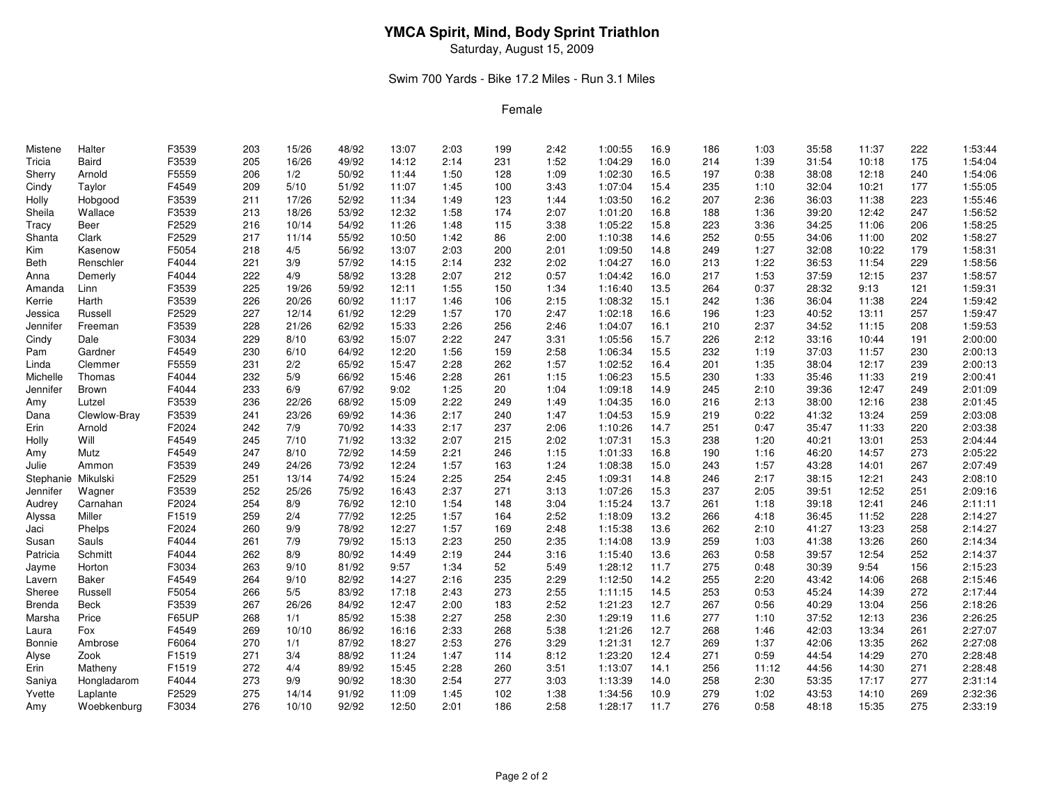# YMCA Spirit, Mind, Body Sprint Triathlon

Saturday, August 15, 2009

Swim 700 Yards - Bike 17.2 Miles - Run 3.1 Miles

Female

| | | | | | | | | | | | | | | | | | |
|---|---|---|---|---|---|---|---|---|---|---|---|---|---|---|---|---|---|
| Mistene | Halter | F3539 | 203 | 15/26 | 48/92 | 13:07 | 2:03 | 199 | 2:42 | 1:00:55 | 16.9 | 186 | 1:03 | 35:58 | 11:37 | 222 | 1:53:44 |
| Tricia | Baird | F3539 | 205 | 16/26 | 49/92 | 14:12 | 2:14 | 231 | 1:52 | 1:04:29 | 16.0 | 214 | 1:39 | 31:54 | 10:18 | 175 | 1:54:04 |
| Sherry | Arnold | F5559 | 206 | 1/2 | 50/92 | 11:44 | 1:50 | 128 | 1:09 | 1:02:30 | 16.5 | 197 | 0:38 | 38:08 | 12:18 | 240 | 1:54:06 |
| Cindy | Taylor | F4549 | 209 | 5/10 | 51/92 | 11:07 | 1:45 | 100 | 3:43 | 1:07:04 | 15.4 | 235 | 1:10 | 32:04 | 10:21 | 177 | 1:55:05 |
| Holly | Hobgood | F3539 | 211 | 17/26 | 52/92 | 11:34 | 1:49 | 123 | 1:44 | 1:03:50 | 16.2 | 207 | 2:36 | 36:03 | 11:38 | 223 | 1:55:46 |
| Sheila | Wallace | F3539 | 213 | 18/26 | 53/92 | 12:32 | 1:58 | 174 | 2:07 | 1:01:20 | 16.8 | 188 | 1:36 | 39:20 | 12:42 | 247 | 1:56:52 |
| Tracy | Beer | F2529 | 216 | 10/14 | 54/92 | 11:26 | 1:48 | 115 | 3:38 | 1:05:22 | 15.8 | 223 | 3:36 | 34:25 | 11:06 | 206 | 1:58:25 |
| Shanta | Clark | F2529 | 217 | 11/14 | 55/92 | 10:50 | 1:42 | 86 | 2:00 | 1:10:38 | 14.6 | 252 | 0:55 | 34:06 | 11:00 | 202 | 1:58:27 |
| Kim | Kasenow | F5054 | 218 | 4/5 | 56/92 | 13:07 | 2:03 | 200 | 2:01 | 1:09:50 | 14.8 | 249 | 1:27 | 32:08 | 10:22 | 179 | 1:58:31 |
| Beth | Renschler | F4044 | 221 | 3/9 | 57/92 | 14:15 | 2:14 | 232 | 2:02 | 1:04:27 | 16.0 | 213 | 1:22 | 36:53 | 11:54 | 229 | 1:58:56 |
| Anna | Demerly | F4044 | 222 | 4/9 | 58/92 | 13:28 | 2:07 | 212 | 0:57 | 1:04:42 | 16.0 | 217 | 1:53 | 37:59 | 12:15 | 237 | 1:58:57 |
| Amanda | Linn | F3539 | 225 | 19/26 | 59/92 | 12:11 | 1:55 | 150 | 1:34 | 1:16:40 | 13.5 | 264 | 0:37 | 28:32 | 9:13 | 121 | 1:59:31 |
| Kerrie | Harth | F3539 | 226 | 20/26 | 60/92 | 11:17 | 1:46 | 106 | 2:15 | 1:08:32 | 15.1 | 242 | 1:36 | 36:04 | 11:38 | 224 | 1:59:42 |
| Jessica | Russell | F2529 | 227 | 12/14 | 61/92 | 12:29 | 1:57 | 170 | 2:47 | 1:02:18 | 16.6 | 196 | 1:23 | 40:52 | 13:11 | 257 | 1:59:47 |
| Jennifer | Freeman | F3539 | 228 | 21/26 | 62/92 | 15:33 | 2:26 | 256 | 2:46 | 1:04:07 | 16.1 | 210 | 2:37 | 34:52 | 11:15 | 208 | 1:59:53 |
| Cindy | Dale | F3034 | 229 | 8/10 | 63/92 | 15:07 | 2:22 | 247 | 3:31 | 1:05:56 | 15.7 | 226 | 2:12 | 33:16 | 10:44 | 191 | 2:00:00 |
| Pam | Gardner | F4549 | 230 | 6/10 | 64/92 | 12:20 | 1:56 | 159 | 2:58 | 1:06:34 | 15.5 | 232 | 1:19 | 37:03 | 11:57 | 230 | 2:00:13 |
| Linda | Clemmer | F5559 | 231 | 2/2 | 65/92 | 15:47 | 2:28 | 262 | 1:57 | 1:02:52 | 16.4 | 201 | 1:35 | 38:04 | 12:17 | 239 | 2:00:13 |
| Michelle | Thomas | F4044 | 232 | 5/9 | 66/92 | 15:46 | 2:28 | 261 | 1:15 | 1:06:23 | 15.5 | 230 | 1:33 | 35:46 | 11:33 | 219 | 2:00:41 |
| Jennifer | Brown | F4044 | 233 | 6/9 | 67/92 | 9:02 | 1:25 | 20 | 1:04 | 1:09:18 | 14.9 | 245 | 2:10 | 39:36 | 12:47 | 249 | 2:01:09 |
| Amy | Lutzel | F3539 | 236 | 22/26 | 68/92 | 15:09 | 2:22 | 249 | 1:49 | 1:04:35 | 16.0 | 216 | 2:13 | 38:00 | 12:16 | 238 | 2:01:45 |
| Dana | Clewlow-Bray | F3539 | 241 | 23/26 | 69/92 | 14:36 | 2:17 | 240 | 1:47 | 1:04:53 | 15.9 | 219 | 0:22 | 41:32 | 13:24 | 259 | 2:03:08 |
| Erin | Arnold | F2024 | 242 | 7/9 | 70/92 | 14:33 | 2:17 | 237 | 2:06 | 1:10:26 | 14.7 | 251 | 0:47 | 35:47 | 11:33 | 220 | 2:03:38 |
| Holly | Will | F4549 | 245 | 7/10 | 71/92 | 13:32 | 2:07 | 215 | 2:02 | 1:07:31 | 15.3 | 238 | 1:20 | 40:21 | 13:01 | 253 | 2:04:44 |
| Amy | Mutz | F4549 | 247 | 8/10 | 72/92 | 14:59 | 2:21 | 246 | 1:15 | 1:01:33 | 16.8 | 190 | 1:16 | 46:20 | 14:57 | 273 | 2:05:22 |
| Julie | Ammon | F3539 | 249 | 24/26 | 73/92 | 12:24 | 1:57 | 163 | 1:24 | 1:08:38 | 15.0 | 243 | 1:57 | 43:28 | 14:01 | 267 | 2:07:49 |
| Stephanie | Mikulski | F2529 | 251 | 13/14 | 74/92 | 15:24 | 2:25 | 254 | 2:45 | 1:09:31 | 14.8 | 246 | 2:17 | 38:15 | 12:21 | 243 | 2:08:10 |
| Jennifer | Wagner | F3539 | 252 | 25/26 | 75/92 | 16:43 | 2:37 | 271 | 3:13 | 1:07:26 | 15.3 | 237 | 2:05 | 39:51 | 12:52 | 251 | 2:09:16 |
| Audrey | Carnahan | F2024 | 254 | 8/9 | 76/92 | 12:10 | 1:54 | 148 | 3:04 | 1:15:24 | 13.7 | 261 | 1:18 | 39:18 | 12:41 | 246 | 2:11:11 |
| Alyssa | Miller | F1519 | 259 | 2/4 | 77/92 | 12:25 | 1:57 | 164 | 2:52 | 1:18:09 | 13.2 | 266 | 4:18 | 36:45 | 11:52 | 228 | 2:14:27 |
| Jaci | Phelps | F2024 | 260 | 9/9 | 78/92 | 12:27 | 1:57 | 169 | 2:48 | 1:15:38 | 13.6 | 262 | 2:10 | 41:27 | 13:23 | 258 | 2:14:27 |
| Susan | Sauls | F4044 | 261 | 7/9 | 79/92 | 15:13 | 2:23 | 250 | 2:35 | 1:14:08 | 13.9 | 259 | 1:03 | 41:38 | 13:26 | 260 | 2:14:34 |
| Patricia | Schmitt | F4044 | 262 | 8/9 | 80/92 | 14:49 | 2:19 | 244 | 3:16 | 1:15:40 | 13.6 | 263 | 0:58 | 39:57 | 12:54 | 252 | 2:14:37 |
| Jayme | Horton | F3034 | 263 | 9/10 | 81/92 | 9:57 | 1:34 | 52 | 5:49 | 1:28:12 | 11.7 | 275 | 0:48 | 30:39 | 9:54 | 156 | 2:15:23 |
| Lavern | Baker | F4549 | 264 | 9/10 | 82/92 | 14:27 | 2:16 | 235 | 2:29 | 1:12:50 | 14.2 | 255 | 2:20 | 43:42 | 14:06 | 268 | 2:15:46 |
| Sheree | Russell | F5054 | 266 | 5/5 | 83/92 | 17:18 | 2:43 | 273 | 2:55 | 1:11:15 | 14.5 | 253 | 0:53 | 45:24 | 14:39 | 272 | 2:17:44 |
| Brenda | Beck | F3539 | 267 | 26/26 | 84/92 | 12:47 | 2:00 | 183 | 2:52 | 1:21:23 | 12.7 | 267 | 0:56 | 40:29 | 13:04 | 256 | 2:18:26 |
| Marsha | Price | F65UP | 268 | 1/1 | 85/92 | 15:38 | 2:27 | 258 | 2:30 | 1:29:19 | 11.6 | 277 | 1:10 | 37:52 | 12:13 | 236 | 2:26:25 |
| Laura | Fox | F4549 | 269 | 10/10 | 86/92 | 16:16 | 2:33 | 268 | 5:38 | 1:21:26 | 12.7 | 268 | 1:46 | 42:03 | 13:34 | 261 | 2:27:07 |
| Bonnie | Ambrose | F6064 | 270 | 1/1 | 87/92 | 18:27 | 2:53 | 276 | 3:29 | 1:21:31 | 12.7 | 269 | 1:37 | 42:06 | 13:35 | 262 | 2:27:08 |
| Alyse | Zook | F1519 | 271 | 3/4 | 88/92 | 11:24 | 1:47 | 114 | 8:12 | 1:23:20 | 12.4 | 271 | 0:59 | 44:54 | 14:29 | 270 | 2:28:48 |
| Erin | Matheny | F1519 | 272 | 4/4 | 89/92 | 15:45 | 2:28 | 260 | 3:51 | 1:13:07 | 14.1 | 256 | 11:12 | 44:56 | 14:30 | 271 | 2:28:48 |
| Saniya | Hongladarom | F4044 | 273 | 9/9 | 90/92 | 18:30 | 2:54 | 277 | 3:03 | 1:13:39 | 14.0 | 258 | 2:30 | 53:35 | 17:17 | 277 | 2:31:14 |
| Yvette | Laplante | F2529 | 275 | 14/14 | 91/92 | 11:09 | 1:45 | 102 | 1:38 | 1:34:56 | 10.9 | 279 | 1:02 | 43:53 | 14:10 | 269 | 2:32:36 |
| Amy | Woebkenburg | F3034 | 276 | 10/10 | 92/92 | 12:50 | 2:01 | 186 | 2:58 | 1:28:17 | 11.7 | 276 | 0:58 | 48:18 | 15:35 | 275 | 2:33:19 |